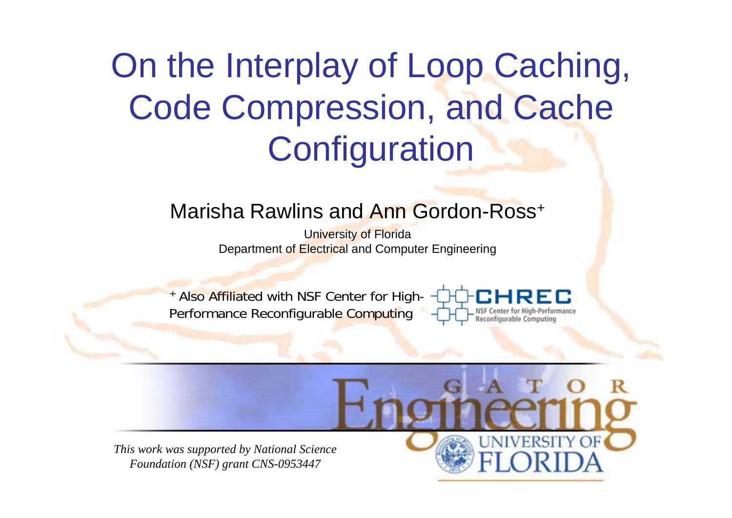# On the Interplay of Loop Caching, Code Compression, and Cache Configuration

Marisha Rawlins and Ann Gordon-Ross+

University of Florida
Department of Electrical and Computer Engineering

+ Also Affiliated with NSF Center for High-Performance Reconfigurable Computing

CHREC
NSF Center for High-Performance Reconfigurable Computing

*This work was supported by National Science Foundation (NSF) grant CNS-0953447*

GATOR Engineering
UNIVERSITY OF FLORIDA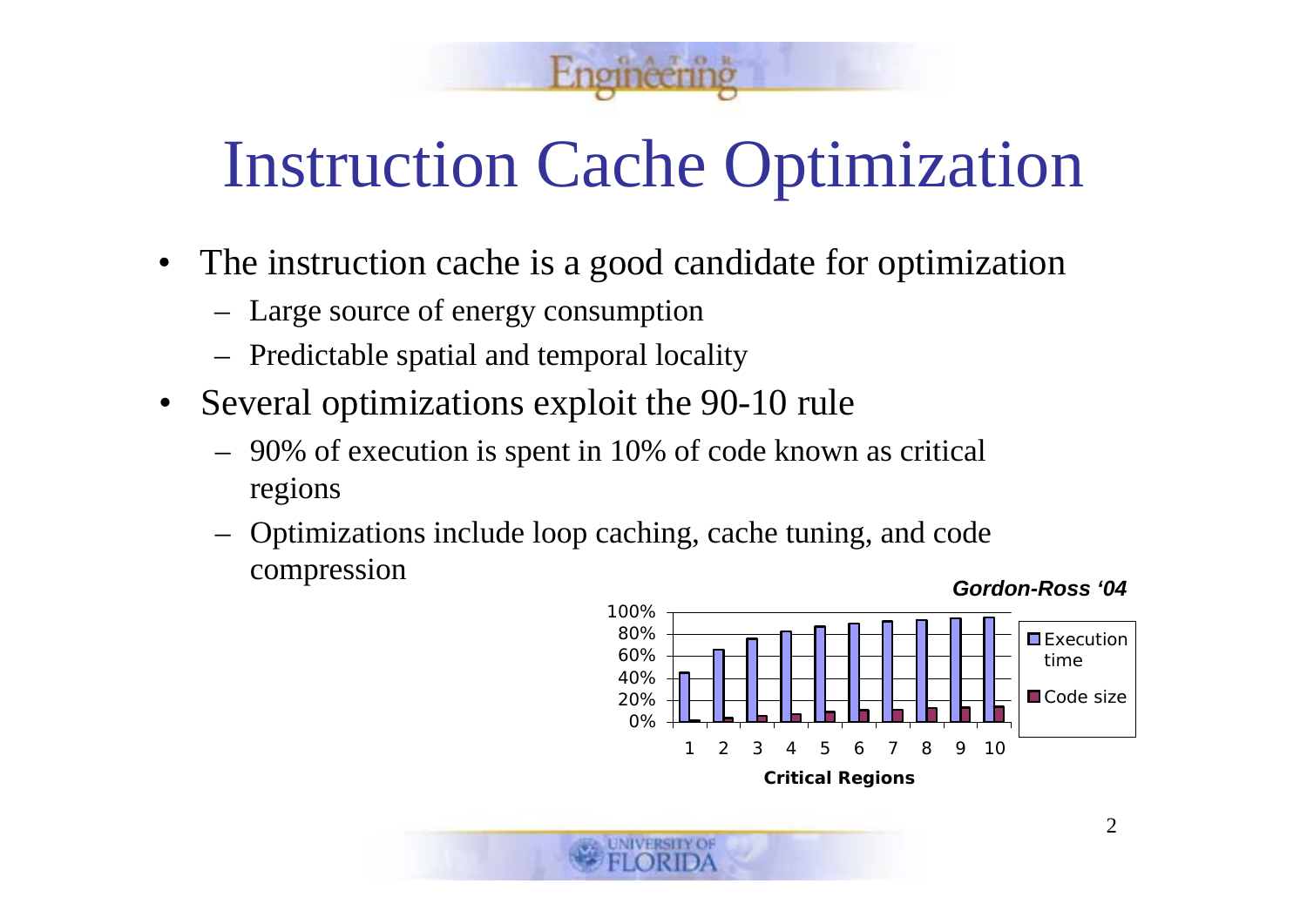# Instruction Cache Optimization

- The instruction cache is a good candidate for optimization
  - Large source of energy consumption
  - Predictable spatial and temporal locality
- Several optimizations exploit the 90-10 rule
  - 90% of execution is spent in 10% of code known as critical regions
  - Optimizations include loop caching, cache tuning, and code compression

***Gordon-Ross '04***

Critical Regions (chart: Execution time, Code size; 1–10; 0%–100%)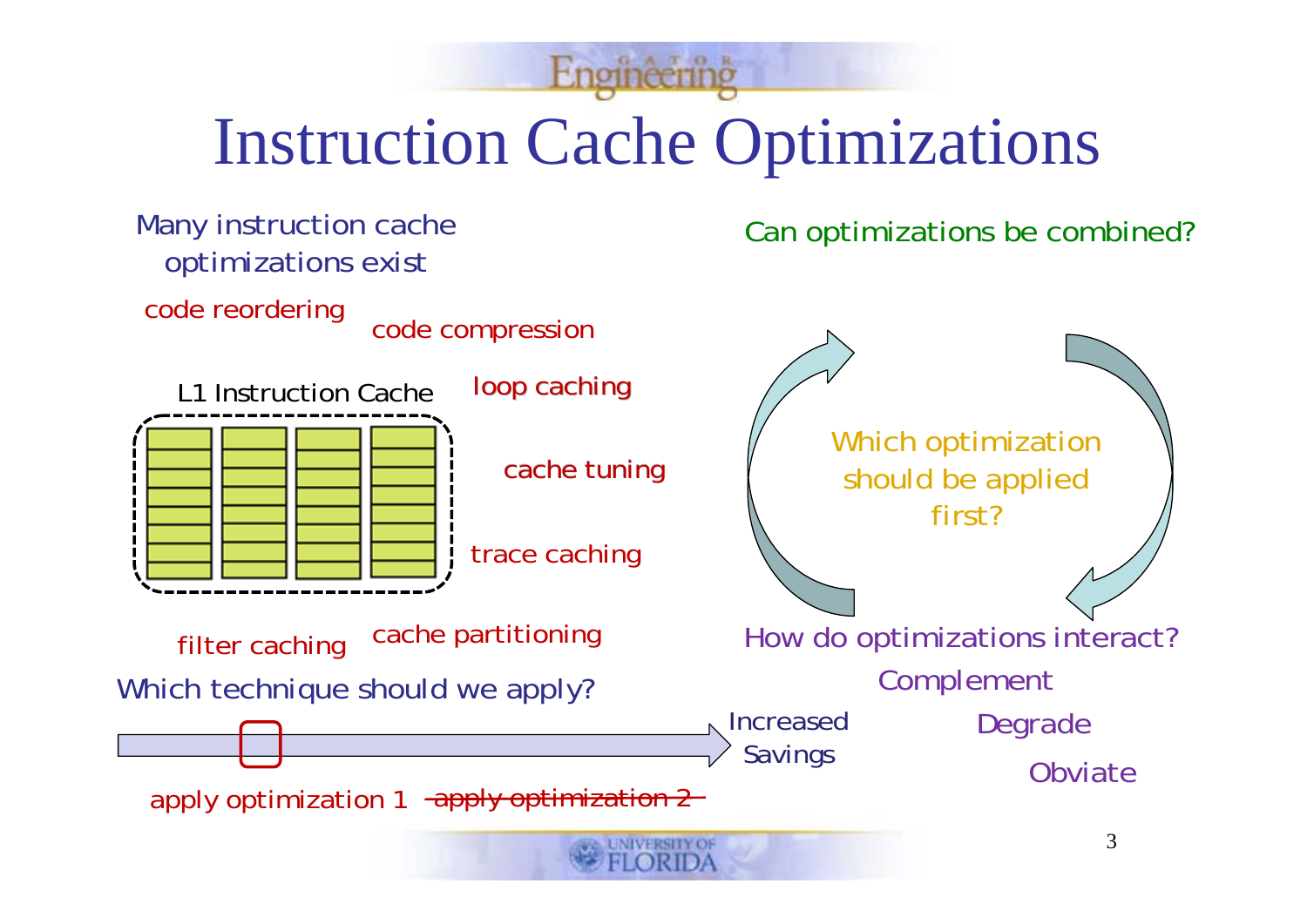# Instruction Cache Optimizations

Many instruction cache optimizations exist

- code reordering
- code compression
- loop caching
- cache tuning
- trace caching
- filter caching
- cache partitioning

L1 Instruction Cache

Which technique should we apply?

Increased Savings

apply optimization 1 ~~apply optimization 2~~

Can optimizations be combined?

Which optimization should be applied first?

How do optimizations interact?

- Complement
- Degrade
- Obviate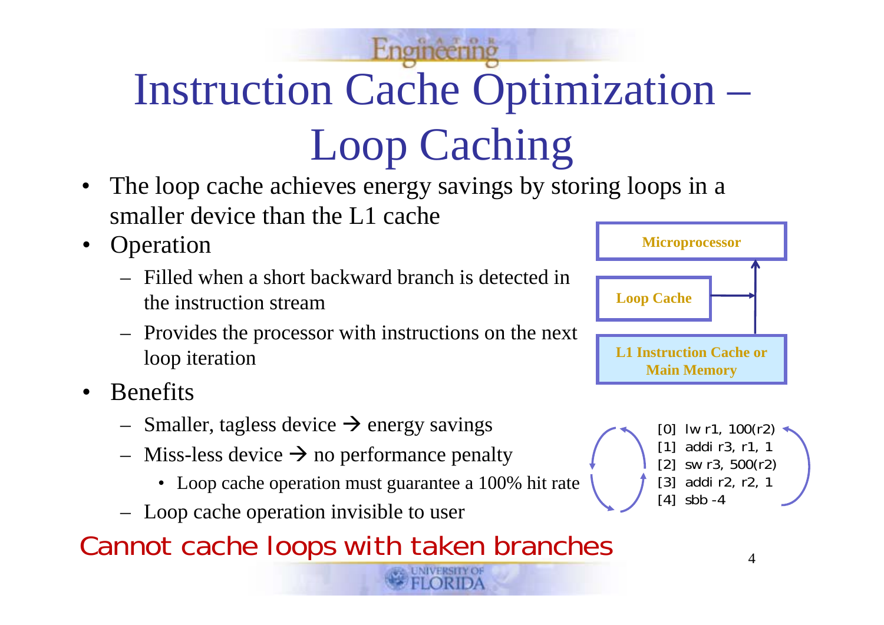# Instruction Cache Optimization – Loop Caching

- The loop cache achieves energy savings by storing loops in a smaller device than the L1 cache
- Operation
  - Filled when a short backward branch is detected in the instruction stream
  - Provides the processor with instructions on the next loop iteration
- Benefits
  - Smaller, tagless device → energy savings
  - Miss-less device → no performance penalty
    - Loop cache operation must guarantee a 100% hit rate
  - Loop cache operation invisible to user

Microprocessor

Loop Cache

L1 Instruction Cache or Main Memory

```
[0] lw r1, 100(r2)
[1] addi r3, r1, 1
[2] sw r3, 500(r2)
[3] addi r2, r2, 1
[4] sbb -4
```

Cannot cache loops with taken branches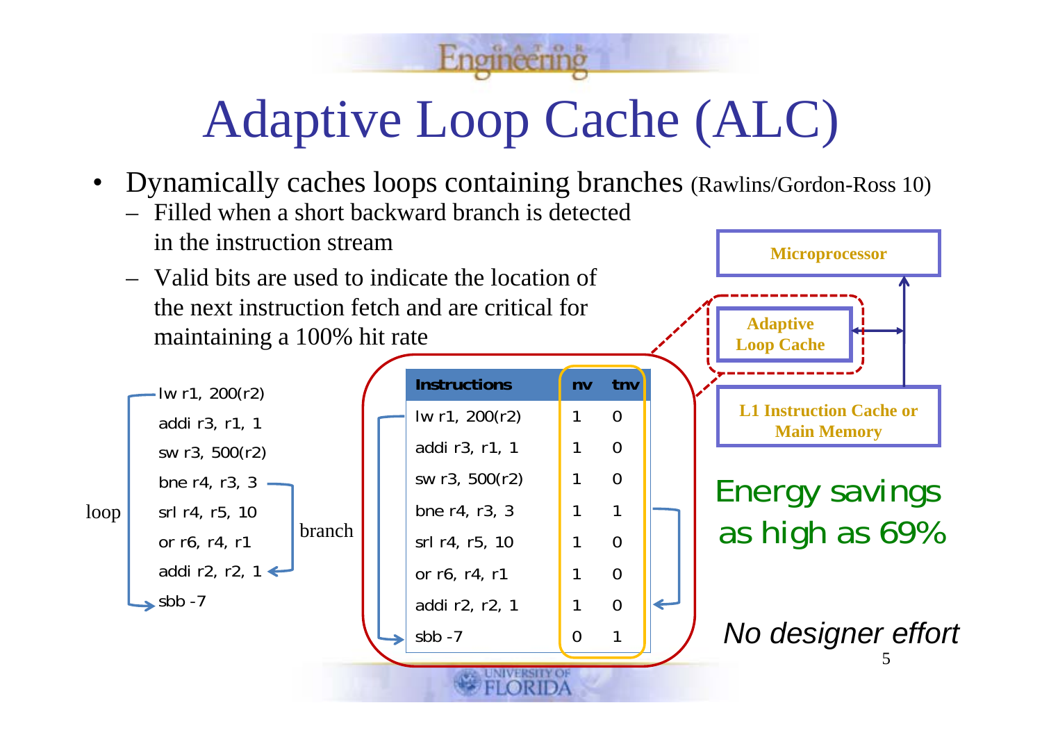# Adaptive Loop Cache (ALC)

- Dynamically caches loops containing branches (Rawlins/Gordon-Ross 10)
  - Filled when a short backward branch is detected in the instruction stream
  - Valid bits are used to indicate the location of the next instruction fetch and are critical for maintaining a 100% hit rate

```
lw r1, 200(r2)
addi r3, r1, 1
sw r3, 500(r2)
bne r4, r3, 3
srl r4, r5, 10
or r6, r4, r1
addi r2, r2, 1
sbb -7
```

loop

branch

| Instructions | nv | tnv |
|---|---|---|
| lw r1, 200(r2) | 1 | 0 |
| addi r3, r1, 1 | 1 | 0 |
| sw r3, 500(r2) | 1 | 0 |
| bne r4, r3, 3 | 1 | 1 |
| srl r4, r5, 10 | 1 | 0 |
| or r6, r4, r1 | 1 | 0 |
| addi r2, r2, 1 | 1 | 0 |
| sbb -7 | 0 | 1 |

Microprocessor

Adaptive Loop Cache

L1 Instruction Cache or Main Memory

Energy savings as high as 69%

*No designer effort*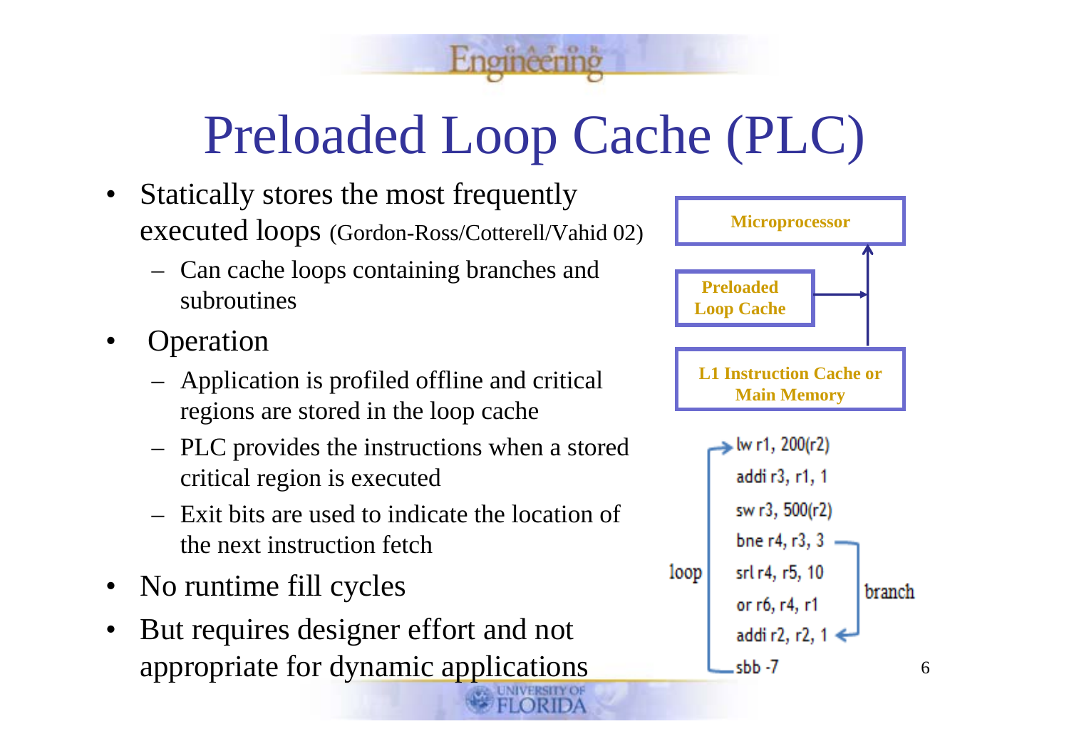# Preloaded Loop Cache (PLC)

- Statically stores the most frequently executed loops (Gordon-Ross/Cotterell/Vahid 02)
  - Can cache loops containing branches and subroutines
- Operation
  - Application is profiled offline and critical regions are stored in the loop cache
  - PLC provides the instructions when a stored critical region is executed
  - Exit bits are used to indicate the location of the next instruction fetch
- No runtime fill cycles
- But requires designer effort and not appropriate for dynamic applications

**Microprocessor**

**Preloaded Loop Cache**

**L1 Instruction Cache or Main Memory**

```
lw r1, 200(r2)
addi r3, r1, 1
sw r3, 500(r2)
bne r4, r3, 3
srl r4, r5, 10
or r6, r4, r1
addi r2, r2, 1
sbb -7
```

loop

branch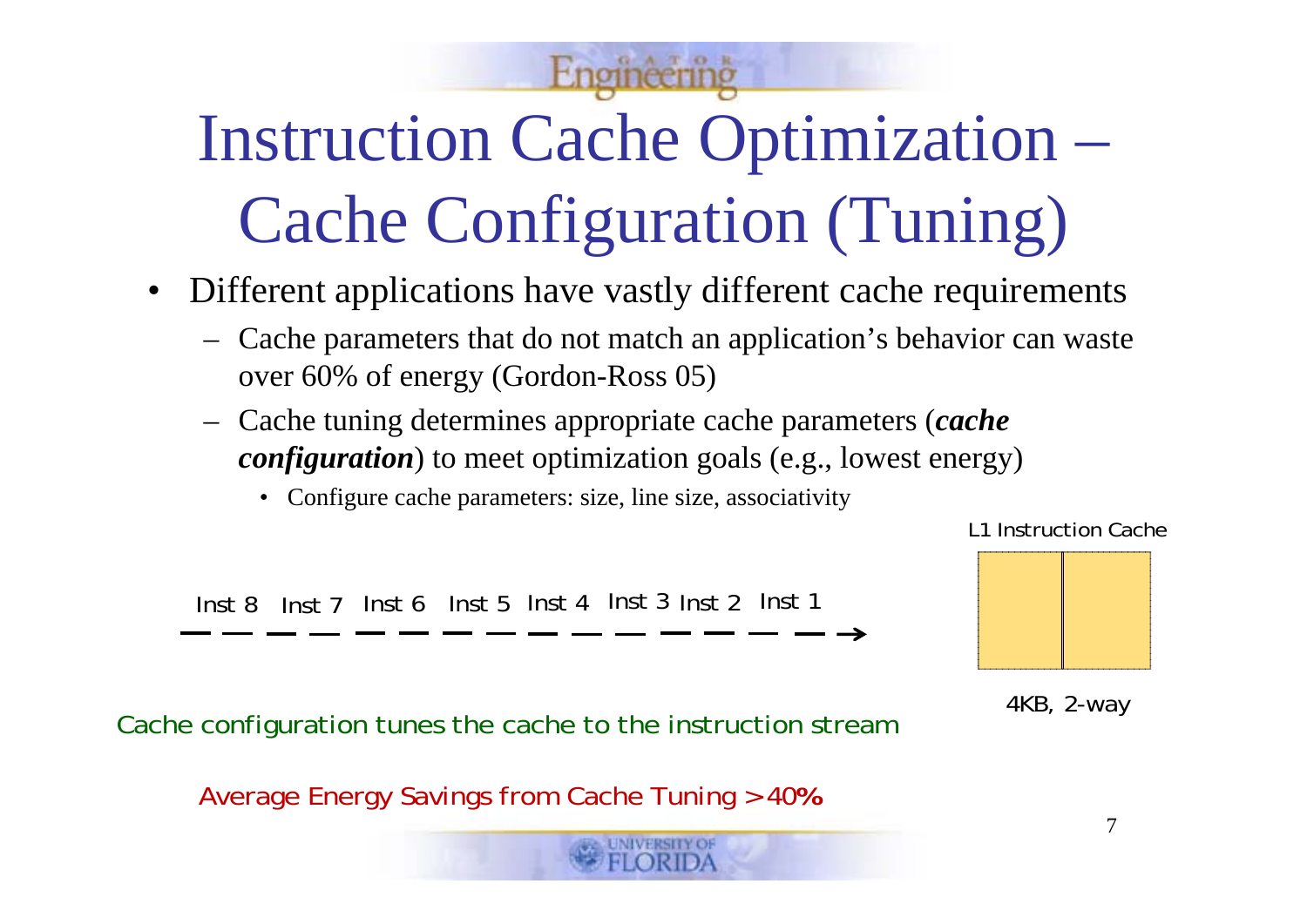# Instruction Cache Optimization – Cache Configuration (Tuning)

- Different applications have vastly different cache requirements
  - Cache parameters that do not match an application's behavior can waste over 60% of energy (Gordon-Ross 05)
  - Cache tuning determines appropriate cache parameters (***cache configuration***) to meet optimization goals (e.g., lowest energy)
    - Configure cache parameters: size, line size, associativity

L1 Instruction Cache

Inst 8 Inst 7 Inst 6 Inst 5 Inst 4 Inst 3 Inst 2 Inst 1

4KB, 2-way

Cache configuration tunes the cache to the instruction stream

Average Energy Savings from Cache Tuning >40%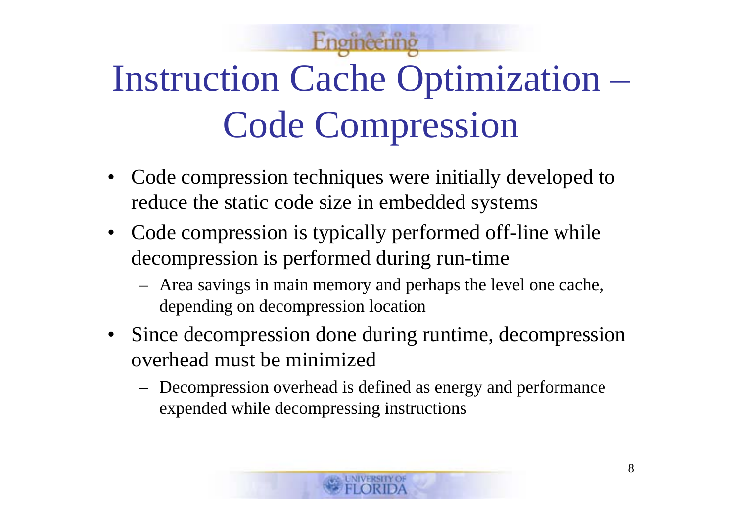# Instruction Cache Optimization – Code Compression

- Code compression techniques were initially developed to reduce the static code size in embedded systems
- Code compression is typically performed off-line while decompression is performed during run-time
  - Area savings in main memory and perhaps the level one cache, depending on decompression location
- Since decompression done during runtime, decompression overhead must be minimized
  - Decompression overhead is defined as energy and performance expended while decompressing instructions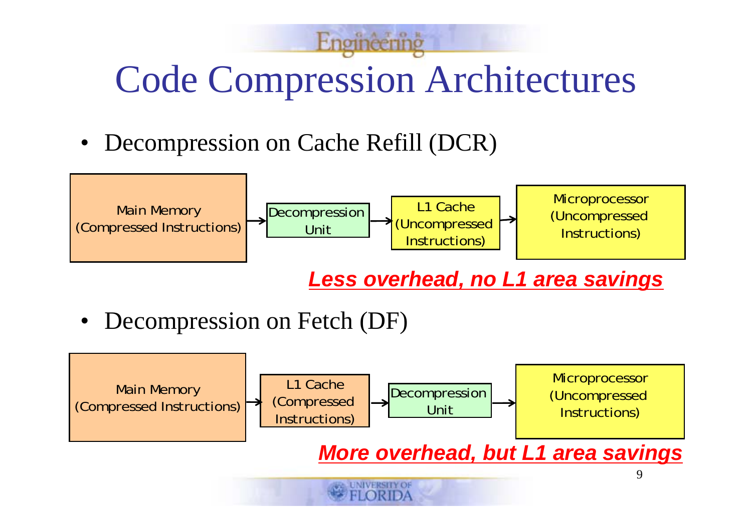# Code Compression Architectures

- Decompression on Cache Refill (DCR)

Main Memory (Compressed Instructions) → Decompression Unit → L1 Cache (Uncompressed Instructions) → Microprocessor (Uncompressed Instructions)

***Less overhead, no L1 area savings***

- Decompression on Fetch (DF)

Main Memory (Compressed Instructions) → L1 Cache (Compressed Instructions) → Decompression Unit → Microprocessor (Uncompressed Instructions)

***More overhead, but L1 area savings***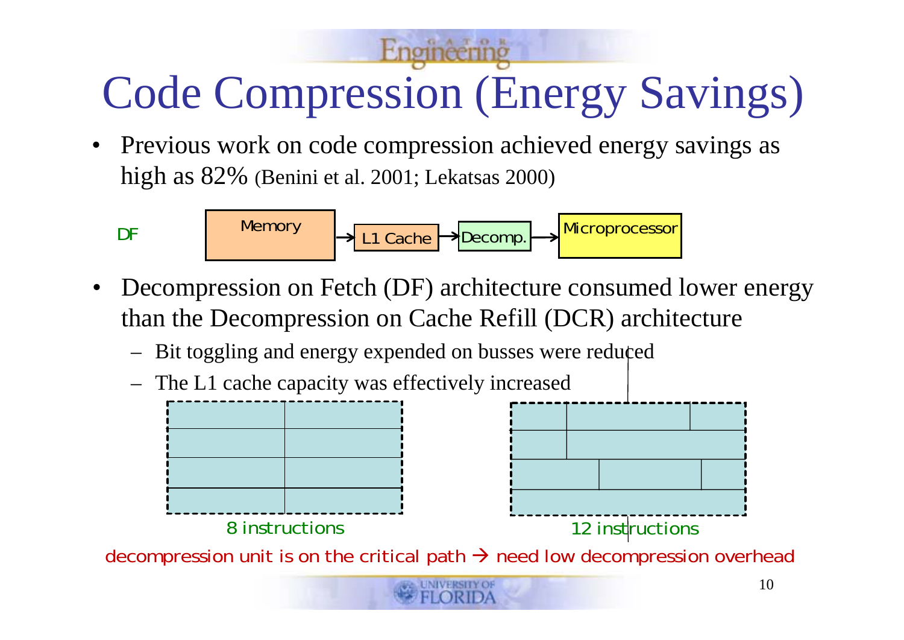# Code Compression (Energy Savings)

- Previous work on code compression achieved energy savings as high as 82% (Benini et al. 2001; Lekatsas 2000)

DF: Memory → L1 Cache → Decomp. → Microprocessor

- Decompression on Fetch (DF) architecture consumed lower energy than the Decompression on Cache Refill (DCR) architecture
  - Bit toggling and energy expended on busses were reduced
  - The L1 cache capacity was effectively increased

8 instructions

12 instructions

decompression unit is on the critical path → need low decompression overhead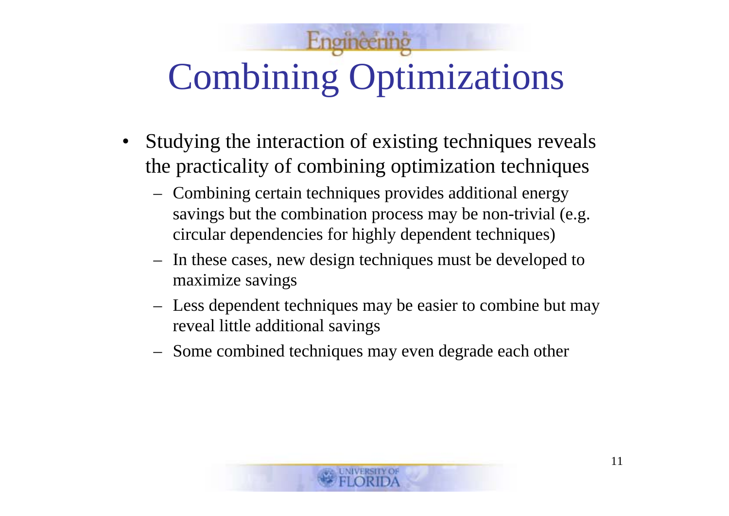# Combining Optimizations

- Studying the interaction of existing techniques reveals the practicality of combining optimization techniques
  - Combining certain techniques provides additional energy savings but the combination process may be non-trivial (e.g. circular dependencies for highly dependent techniques)
  - In these cases, new design techniques must be developed to maximize savings
  - Less dependent techniques may be easier to combine but may reveal little additional savings
  - Some combined techniques may even degrade each other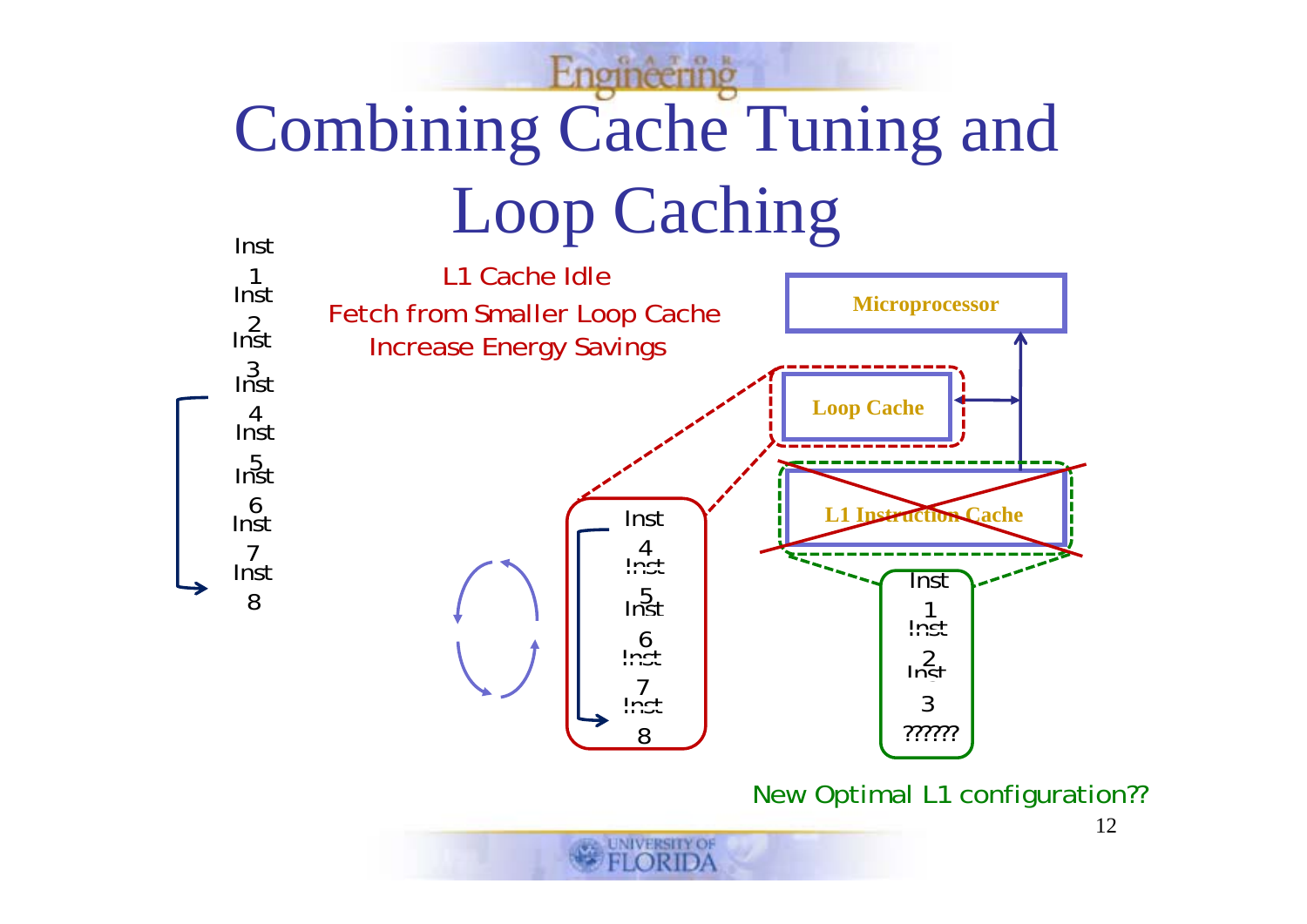# Combining Cache Tuning and Loop Caching

Inst 1
Inst 2
Inst 3
Inst 4
Inst 5
Inst 6
Inst 7
Inst 8

L1 Cache Idle

Fetch from Smaller Loop Cache

Increase Energy Savings

Microprocessor

Loop Cache

L1 Instruction Cache

Inst 4
Inst 5
Inst 6
Inst 7
Inst 8

Inst 1
Inst 2
Inst 3
??????

New Optimal L1 configuration??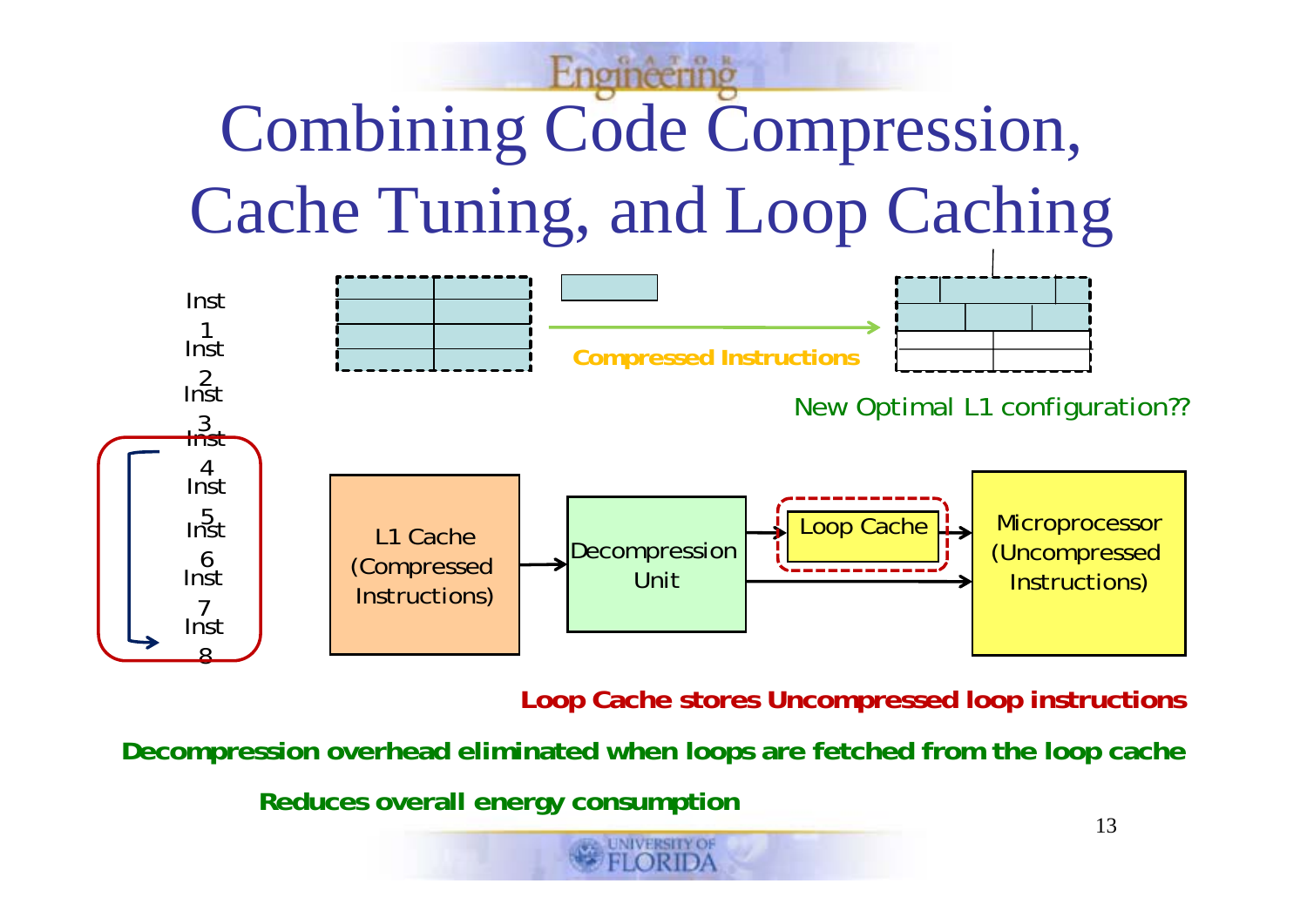# Combining Code Compression, Cache Tuning, and Loop Caching

Inst 1
Inst 2
Inst 3
Inst 4
Inst 5
Inst 6
Inst 7
Inst 8

**Compressed Instructions**

New Optimal L1 configuration??

L1 Cache (Compressed Instructions) → Decompression Unit → Loop Cache → Microprocessor (Uncompressed Instructions)

**Loop Cache stores Uncompressed loop instructions**

**Decompression overhead eliminated when loops are fetched from the loop cache**

**Reduces overall energy consumption**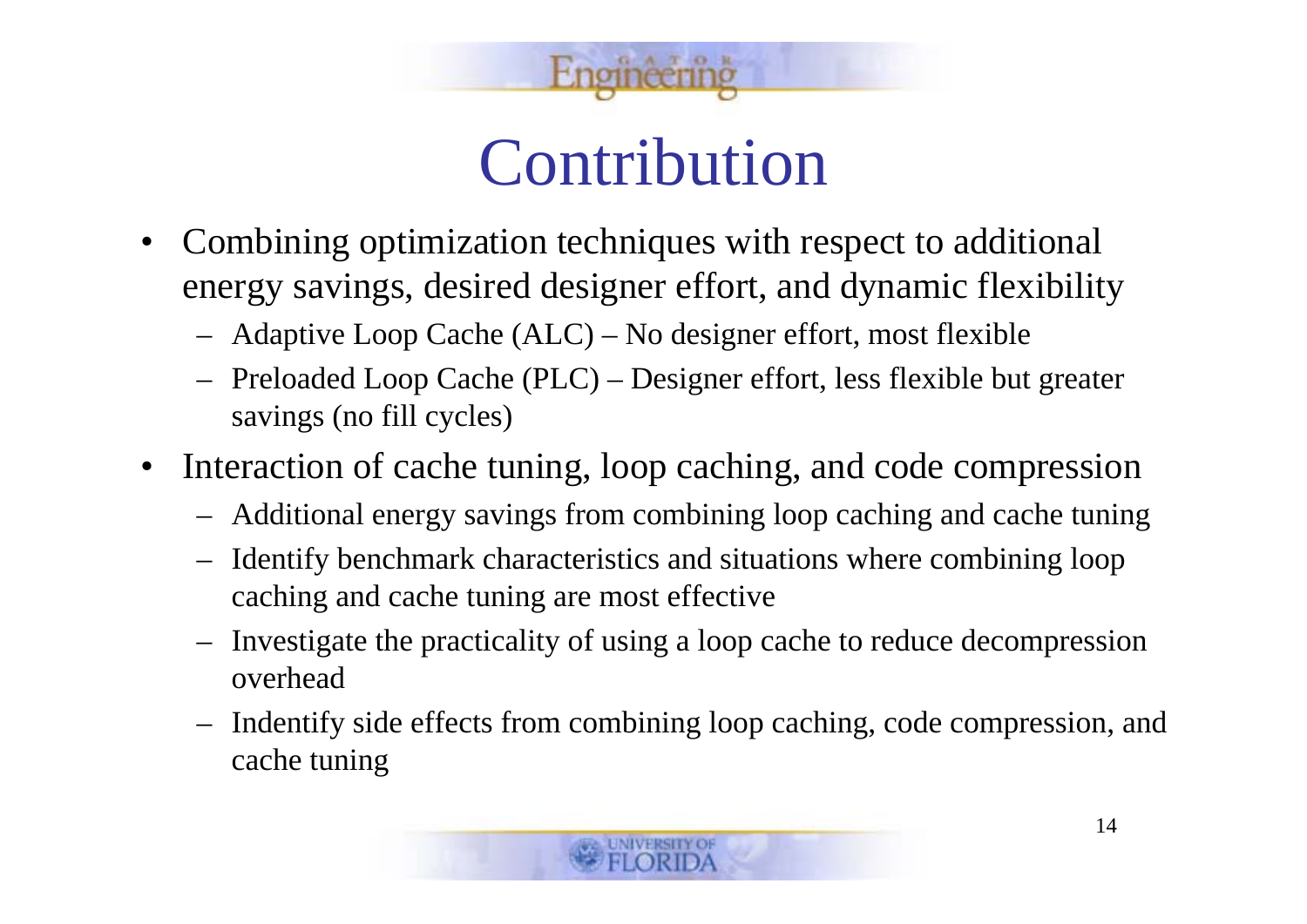# Contribution

- Combining optimization techniques with respect to additional energy savings, desired designer effort, and dynamic flexibility
  - Adaptive Loop Cache (ALC) – No designer effort, most flexible
  - Preloaded Loop Cache (PLC) – Designer effort, less flexible but greater savings (no fill cycles)
- Interaction of cache tuning, loop caching, and code compression
  - Additional energy savings from combining loop caching and cache tuning
  - Identify benchmark characteristics and situations where combining loop caching and cache tuning are most effective
  - Investigate the practicality of using a loop cache to reduce decompression overhead
  - Indentify side effects from combining loop caching, code compression, and cache tuning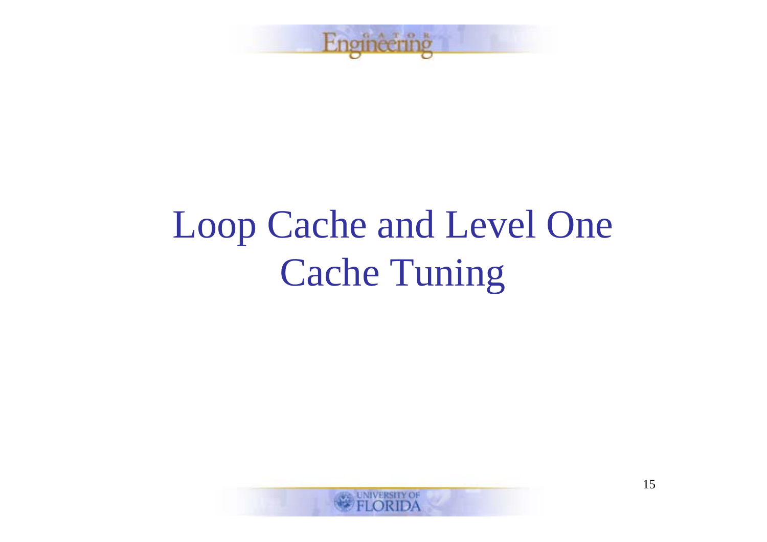# Loop Cache and Level One Cache Tuning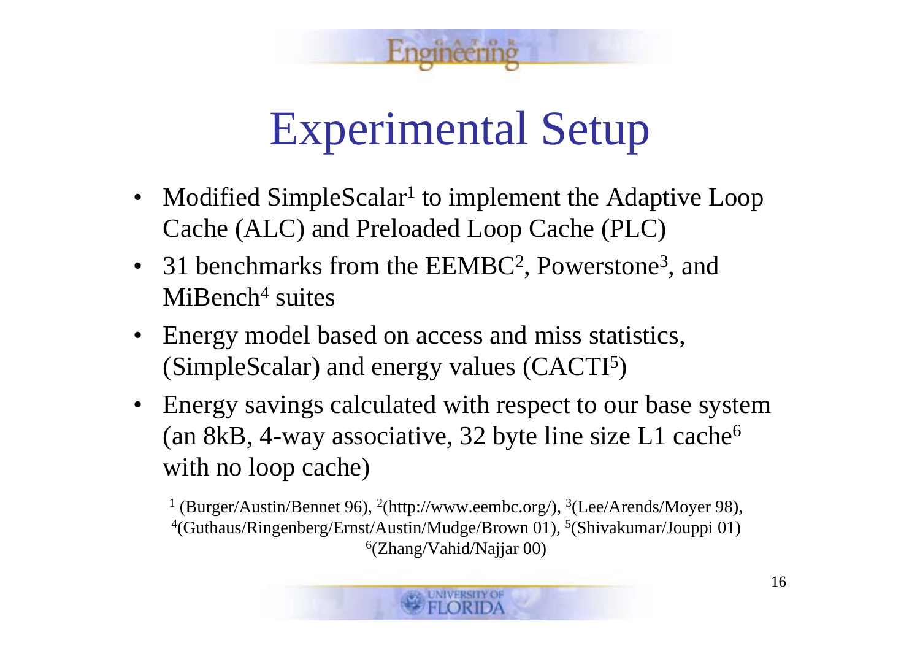# Experimental Setup

- Modified SimpleScalar[1] to implement the Adaptive Loop Cache (ALC) and Preloaded Loop Cache (PLC)
- 31 benchmarks from the EEMBC[2], Powerstone[3], and MiBench[4] suites
- Energy model based on access and miss statistics, (SimpleScalar) and energy values (CACTI[5])
- Energy savings calculated with respect to our base system (an 8kB, 4-way associative, 32 byte line size L1 cache[6] with no loop cache)

[1] (Burger/Austin/Bennet 96), [2](http://www.eembc.org/), [3](Lee/Arends/Moyer 98), [4](Guthaus/Ringenberg/Ernst/Austin/Mudge/Brown 01), [5](Shivakumar/Jouppi 01) [6](Zhang/Vahid/Najjar 00)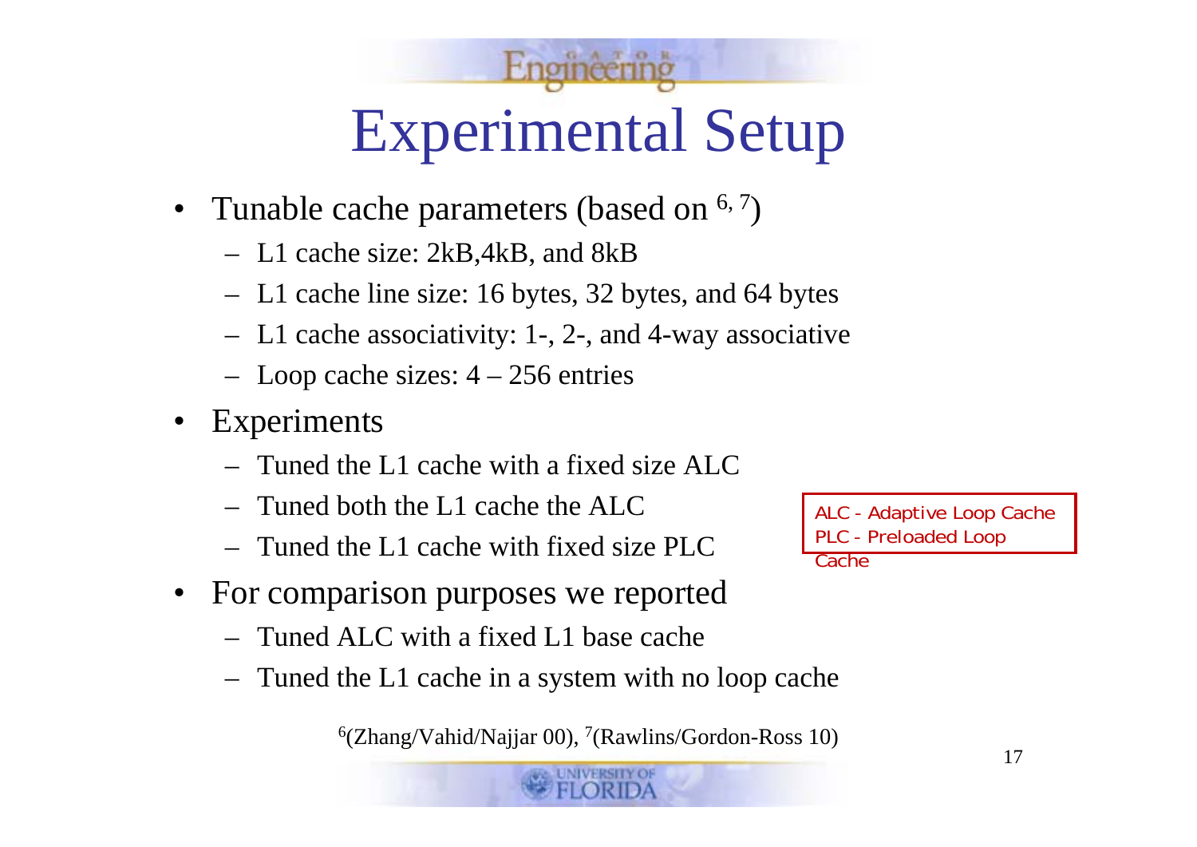# Experimental Setup

- Tunable cache parameters (based on [6, 7])
  - L1 cache size: 2kB,4kB, and 8kB
  - L1 cache line size: 16 bytes, 32 bytes, and 64 bytes
  - L1 cache associativity: 1-, 2-, and 4-way associative
  - Loop cache sizes: 4 – 256 entries
- Experiments
  - Tuned the L1 cache with a fixed size ALC
  - Tuned both the L1 cache the ALC
  - Tuned the L1 cache with fixed size PLC
- For comparison purposes we reported
  - Tuned ALC with a fixed L1 base cache
  - Tuned the L1 cache in a system with no loop cache

ALC - Adaptive Loop Cache
PLC - Preloaded Loop Cache

[6](Zhang/Vahid/Najjar 00), [7](Rawlins/Gordon-Ross 10)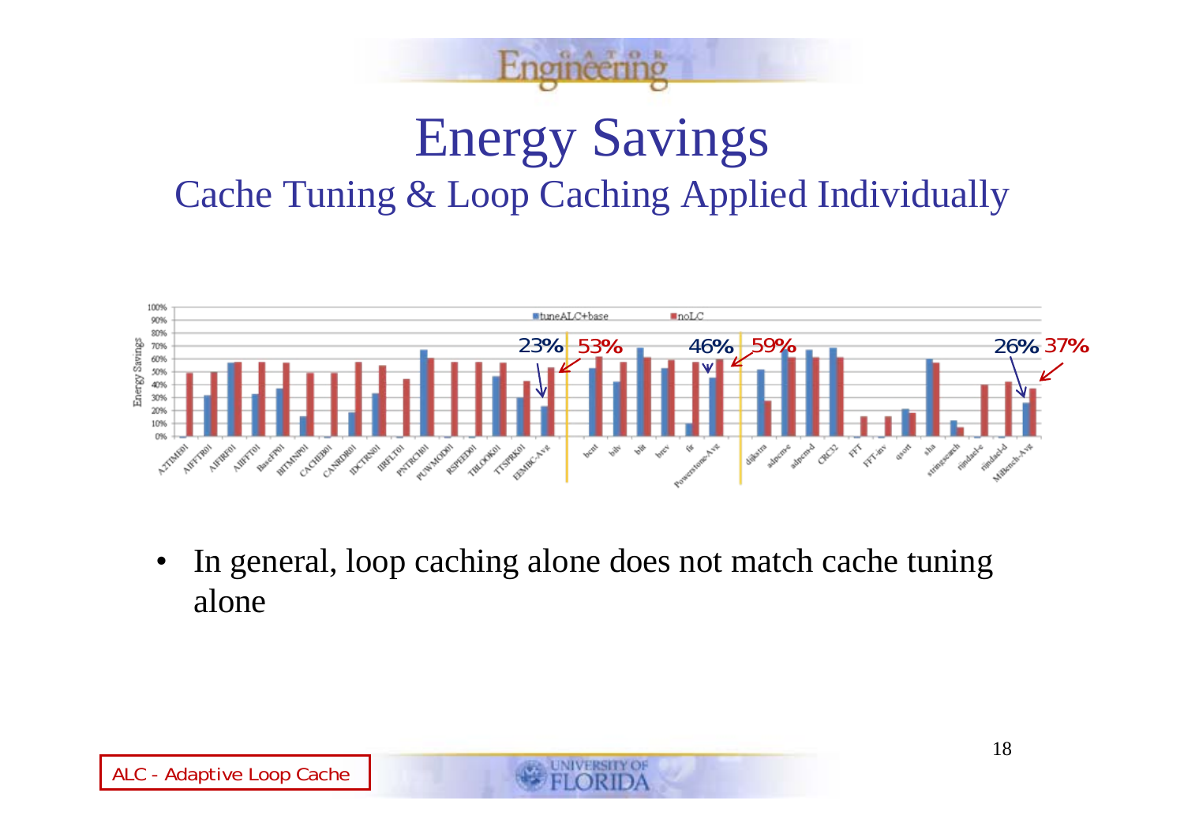# Energy Savings

## Cache Tuning & Loop Caching Applied Individually

- In general, loop caching alone does not match cache tuning alone

ALC - Adaptive Loop Cache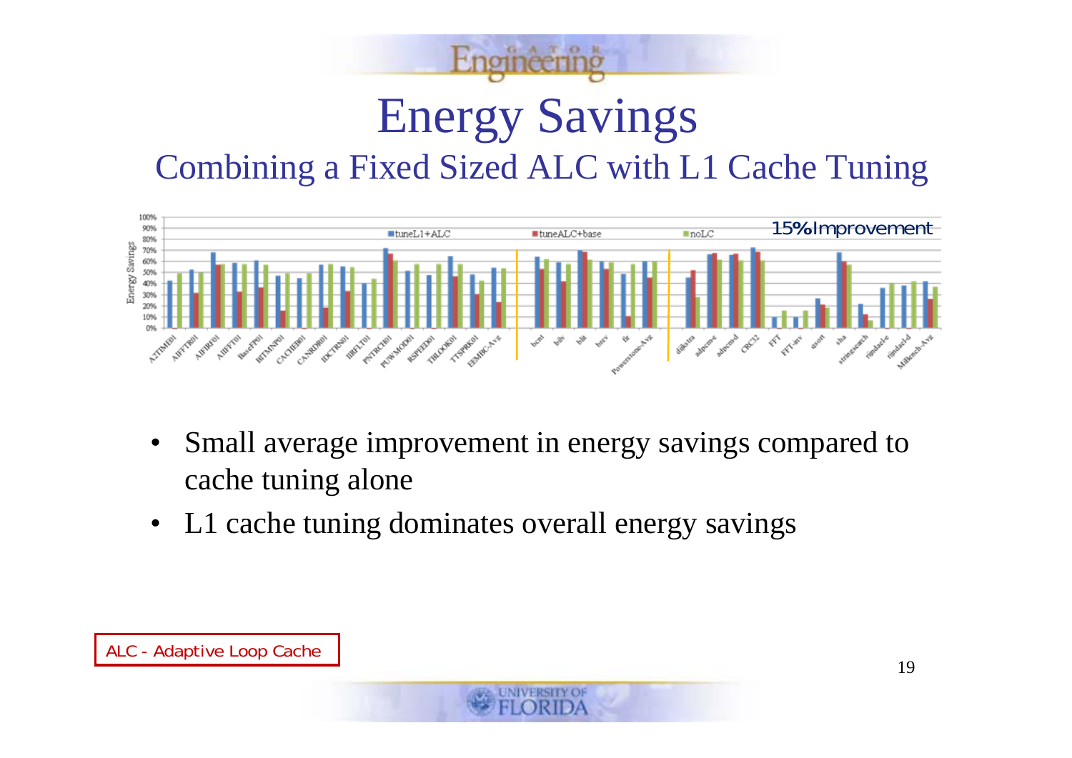# Energy Savings

## Combining a Fixed Sized ALC with L1 Cache Tuning

15% Improvement

- Small average improvement in energy savings compared to cache tuning alone
- L1 cache tuning dominates overall energy savings

ALC - Adaptive Loop Cache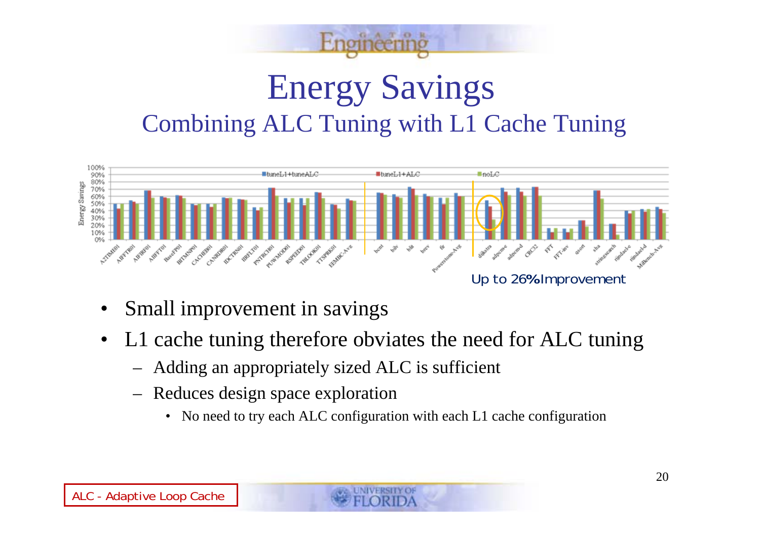# Energy Savings

## Combining ALC Tuning with L1 Cache Tuning

Up to 26% Improvement

- Small improvement in savings
- L1 cache tuning therefore obviates the need for ALC tuning
  - Adding an appropriately sized ALC is sufficient
  - Reduces design space exploration
    - No need to try each ALC configuration with each L1 cache configuration

ALC - Adaptive Loop Cache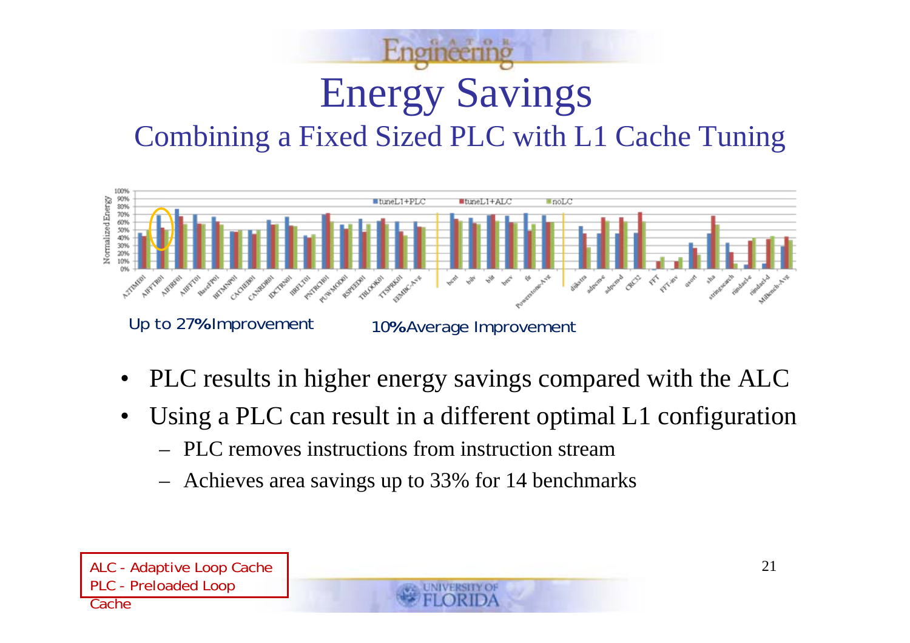# Energy Savings

## Combining a Fixed Sized PLC with L1 Cache Tuning

Up to 27% Improvement

10% Average Improvement

- PLC results in higher energy savings compared with the ALC
- Using a PLC can result in a different optimal L1 configuration
  - PLC removes instructions from instruction stream
  - Achieves area savings up to 33% for 14 benchmarks

ALC - Adaptive Loop Cache
PLC - Preloaded Loop Cache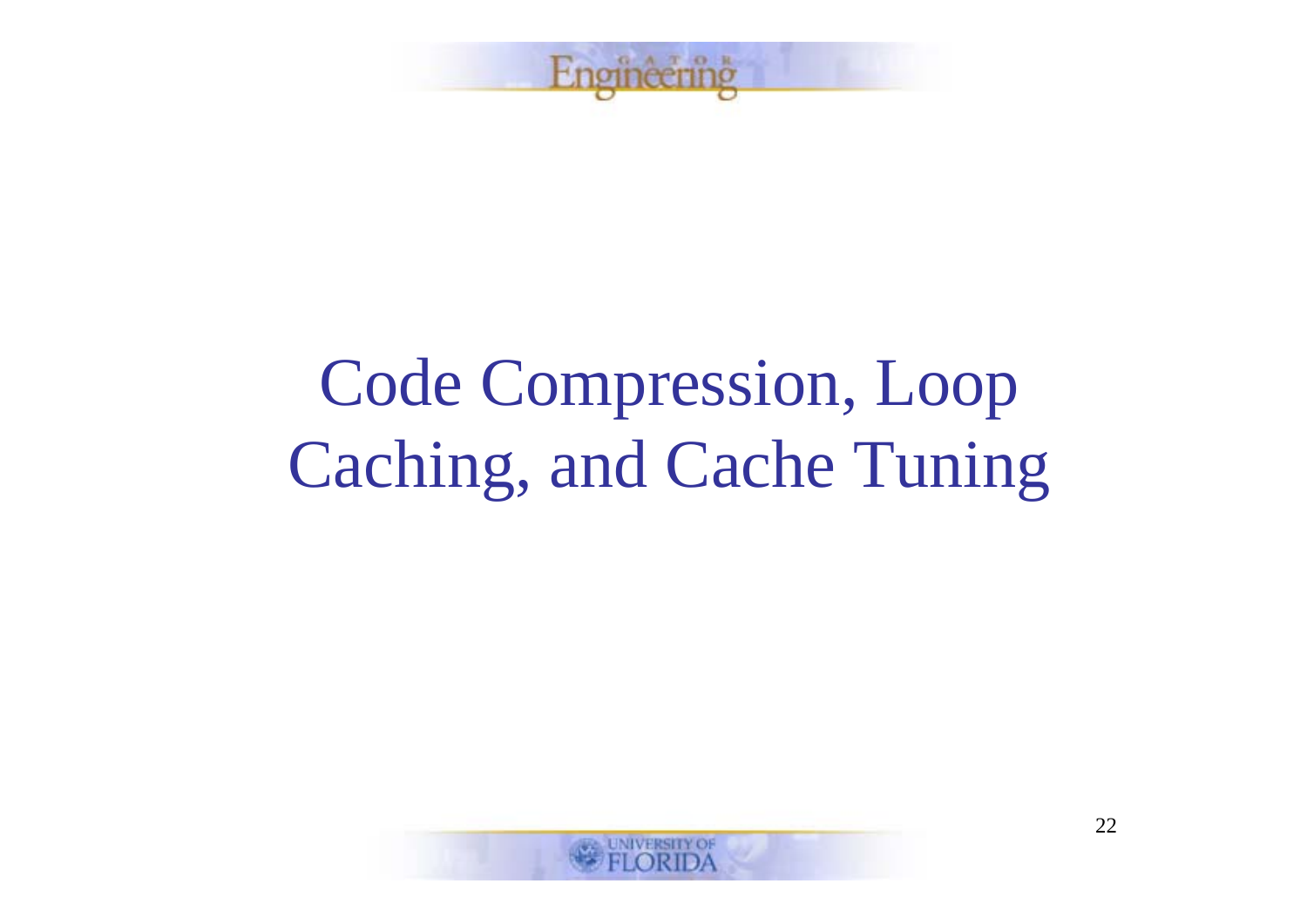# Code Compression, Loop Caching, and Cache Tuning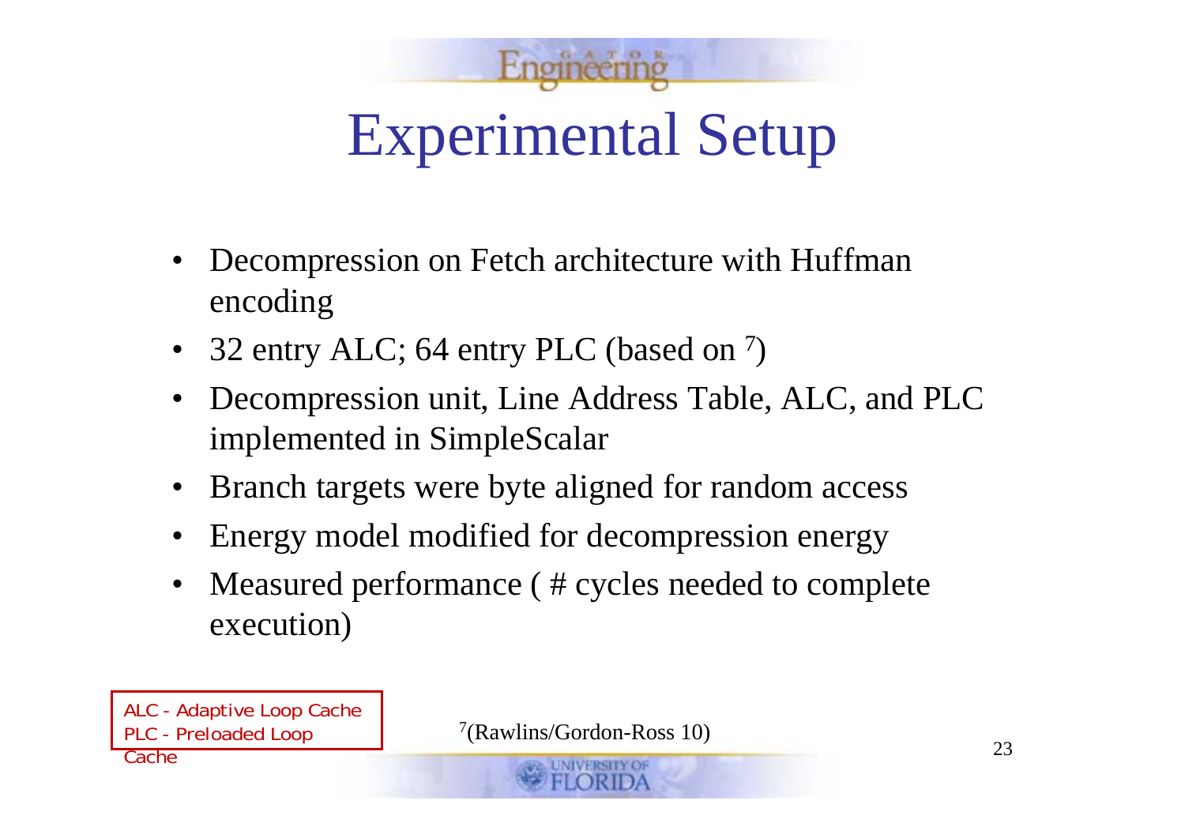# Experimental Setup

- Decompression on Fetch architecture with Huffman encoding
- 32 entry ALC; 64 entry PLC (based on [7])
- Decompression unit, Line Address Table, ALC, and PLC implemented in SimpleScalar
- Branch targets were byte aligned for random access
- Energy model modified for decompression energy
- Measured performance ( # cycles needed to complete execution)

ALC - Adaptive Loop Cache
PLC - Preloaded Loop Cache

[7](Rawlins/Gordon-Ross 10)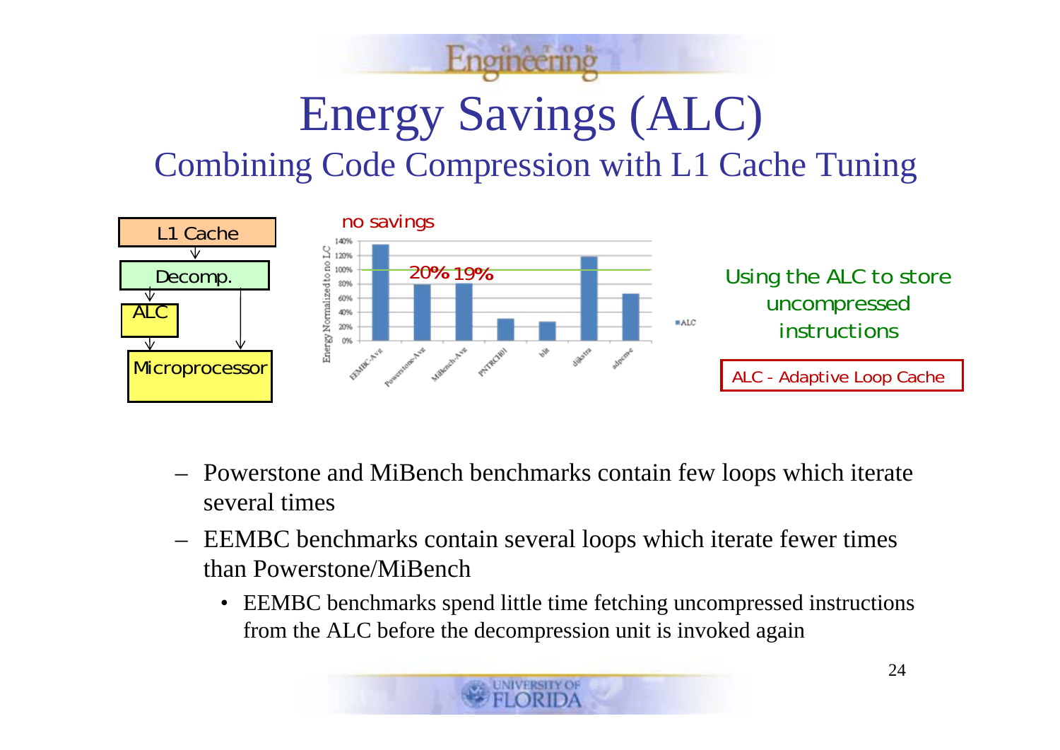# Energy Savings (ALC)

## Combining Code Compression with L1 Cache Tuning

L1 Cache → Decomp. → ALC → Microprocessor

no savings

20% 19%

Using the ALC to store uncompressed instructions

ALC - Adaptive Loop Cache

- Powerstone and MiBench benchmarks contain few loops which iterate several times
- EEMBC benchmarks contain several loops which iterate fewer times than Powerstone/MiBench
  - EEMBC benchmarks spend little time fetching uncompressed instructions from the ALC before the decompression unit is invoked again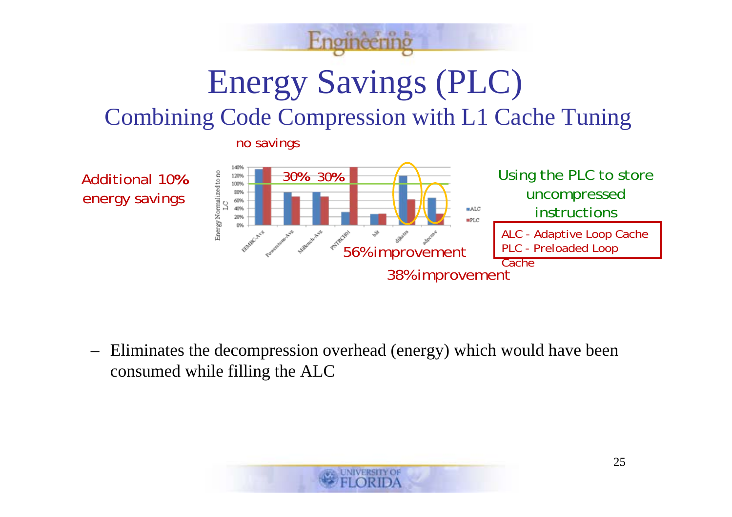# Energy Savings (PLC)

## Combining Code Compression with L1 Cache Tuning

no savings

Additional 10% energy savings

30% 30%

56% improvement

38% improvement

Using the PLC to store uncompressed instructions

ALC - Adaptive Loop Cache
PLC - Preloaded Loop Cache

– Eliminates the decompression overhead (energy) which would have been consumed while filling the ALC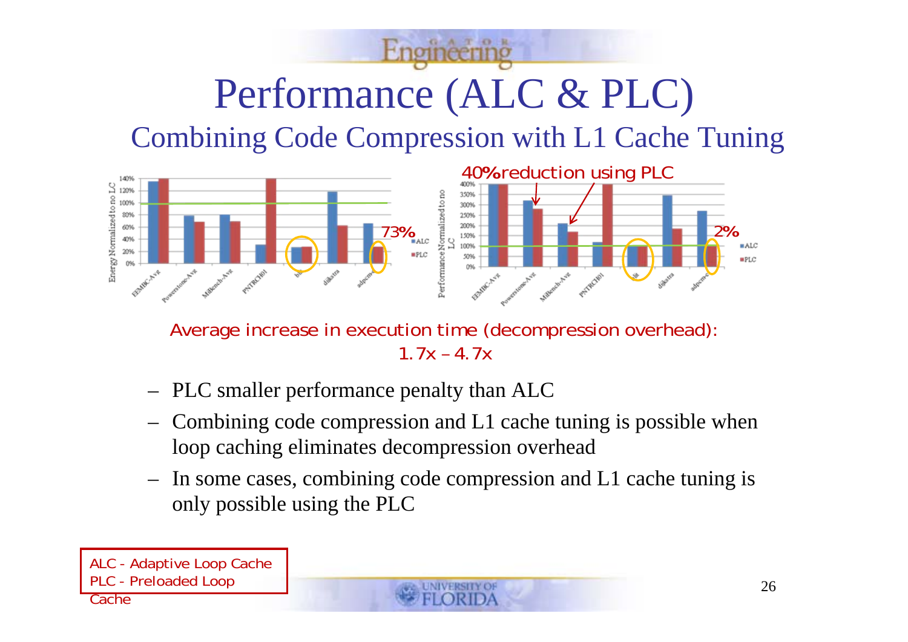# Performance (ALC & PLC)

## Combining Code Compression with L1 Cache Tuning

40% reduction using PLC

73%

2%

Average increase in execution time (decompression overhead): 1.7x – 4.7x

- PLC smaller performance penalty than ALC
- Combining code compression and L1 cache tuning is possible when loop caching eliminates decompression overhead
- In some cases, combining code compression and L1 cache tuning is only possible using the PLC

ALC - Adaptive Loop Cache
PLC - Preloaded Loop Cache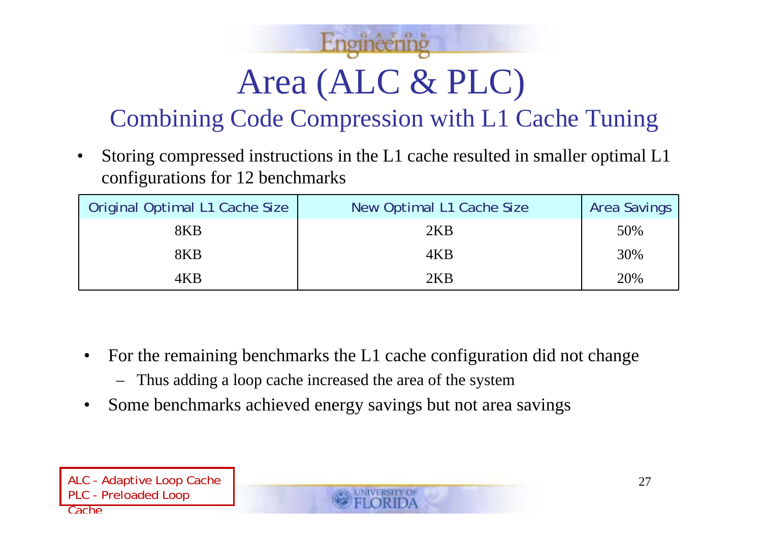# Area (ALC & PLC)

## Combining Code Compression with L1 Cache Tuning

- Storing compressed instructions in the L1 cache resulted in smaller optimal L1 configurations for 12 benchmarks

| Original Optimal L1 Cache Size | New Optimal L1 Cache Size | Area Savings |
|---|---|---|
| 8KB | 2KB | 50% |
| 8KB | 4KB | 30% |
| 4KB | 2KB | 20% |

- For the remaining benchmarks the L1 cache configuration did not change
  - Thus adding a loop cache increased the area of the system
- Some benchmarks achieved energy savings but not area savings

ALC - Adaptive Loop Cache
PLC - Preloaded Loop Cache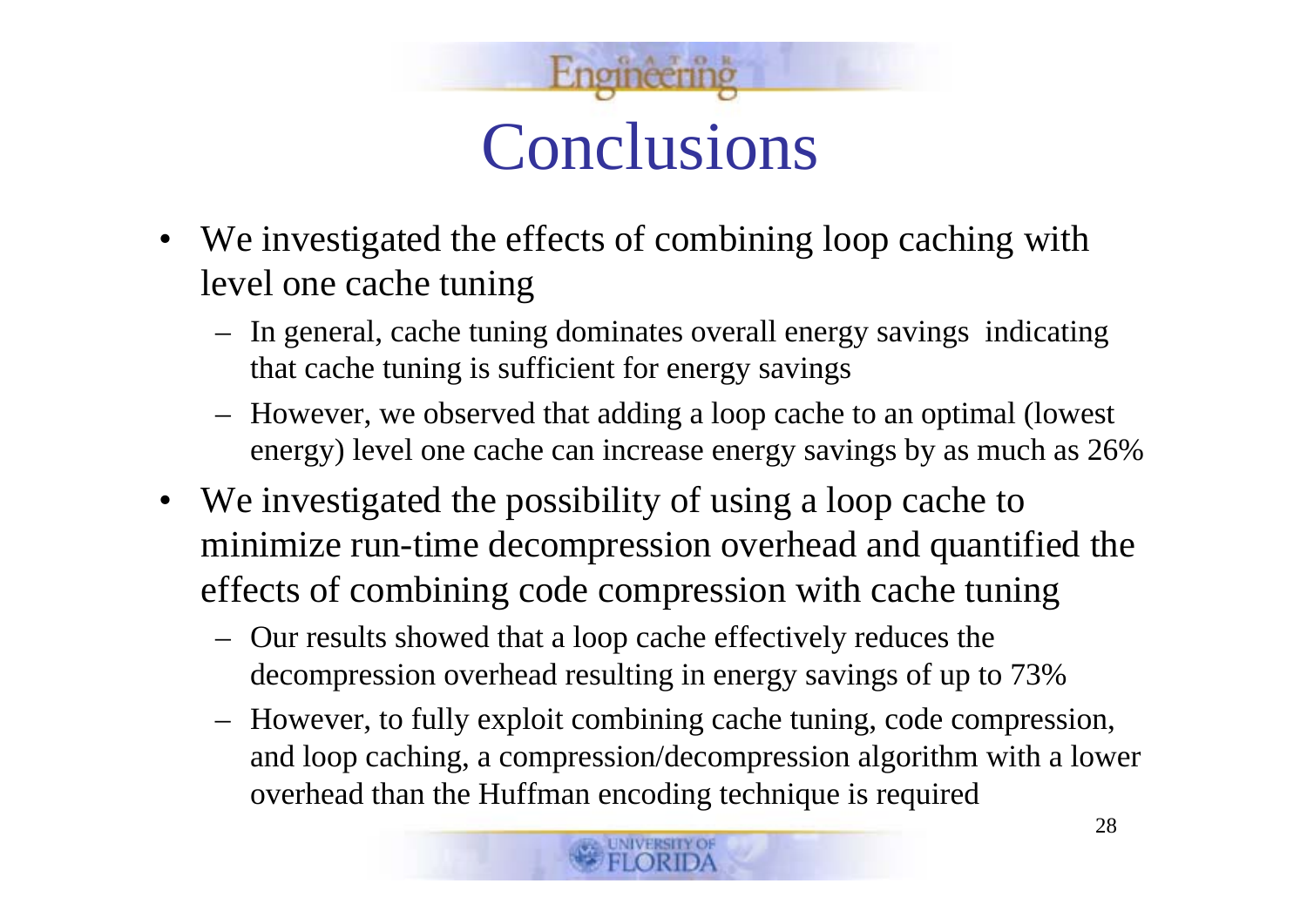# Conclusions

- We investigated the effects of combining loop caching with level one cache tuning
  - In general, cache tuning dominates overall energy savings indicating that cache tuning is sufficient for energy savings
  - However, we observed that adding a loop cache to an optimal (lowest energy) level one cache can increase energy savings by as much as 26%
- We investigated the possibility of using a loop cache to minimize run-time decompression overhead and quantified the effects of combining code compression with cache tuning
  - Our results showed that a loop cache effectively reduces the decompression overhead resulting in energy savings of up to 73%
  - However, to fully exploit combining cache tuning, code compression, and loop caching, a compression/decompression algorithm with a lower overhead than the Huffman encoding technique is required